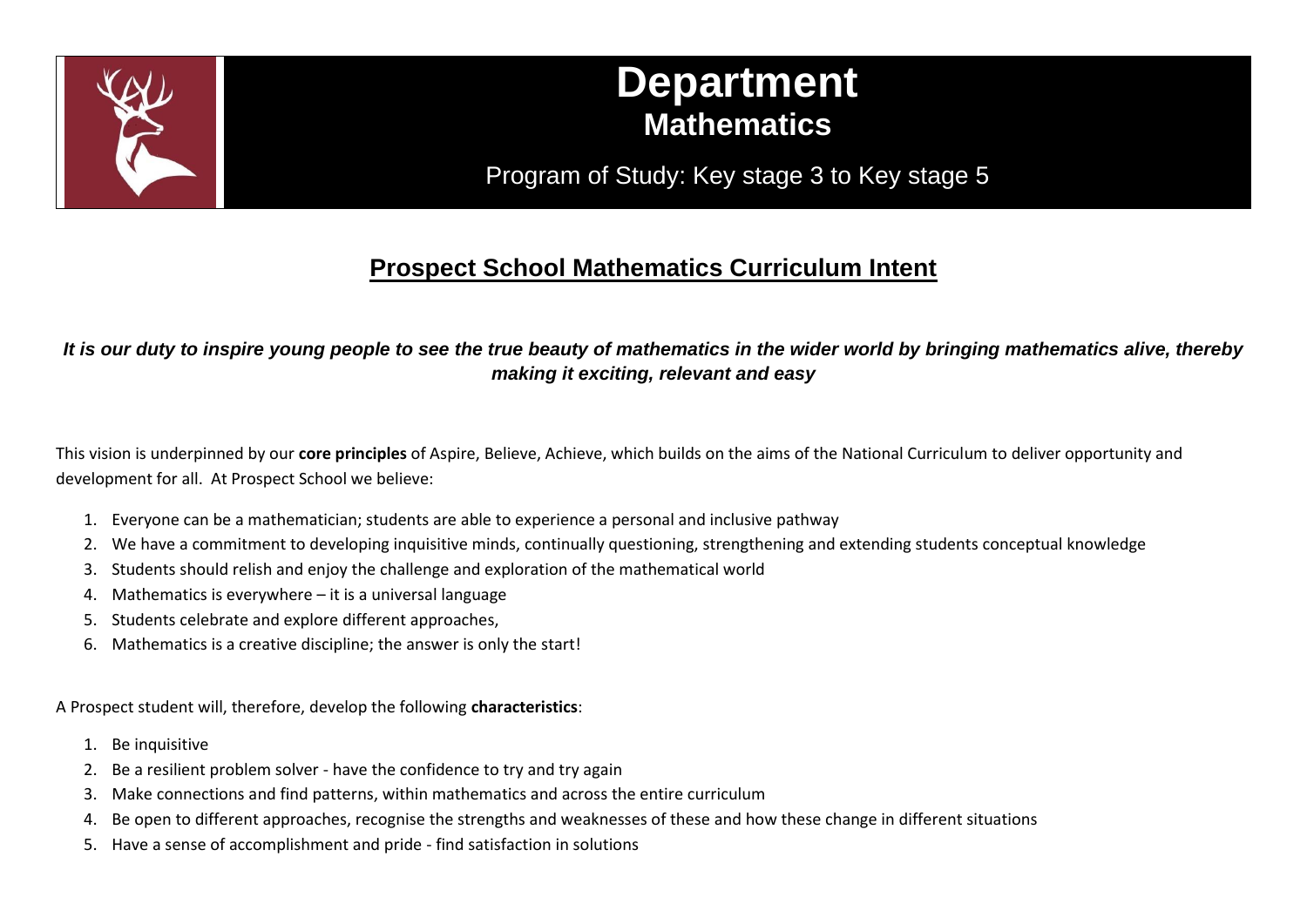# Department
## Mathematics

Program of Study: Key stage 3 to Key stage 5

## Prospect School Mathematics Curriculum Intent

***It is our duty to inspire young people to see the true beauty of mathematics in the wider world by bringing mathematics alive, thereby making it exciting, relevant and easy***

This vision is underpinned by our **core principles** of Aspire, Believe, Achieve, which builds on the aims of the National Curriculum to deliver opportunity and development for all. At Prospect School we believe:

1. Everyone can be a mathematician; students are able to experience a personal and inclusive pathway
2. We have a commitment to developing inquisitive minds, continually questioning, strengthening and extending students conceptual knowledge
3. Students should relish and enjoy the challenge and exploration of the mathematical world
4. Mathematics is everywhere – it is a universal language
5. Students celebrate and explore different approaches,
6. Mathematics is a creative discipline; the answer is only the start!

A Prospect student will, therefore, develop the following **characteristics**:

1. Be inquisitive
2. Be a resilient problem solver - have the confidence to try and try again
3. Make connections and find patterns, within mathematics and across the entire curriculum
4. Be open to different approaches, recognise the strengths and weaknesses of these and how these change in different situations
5. Have a sense of accomplishment and pride - find satisfaction in solutions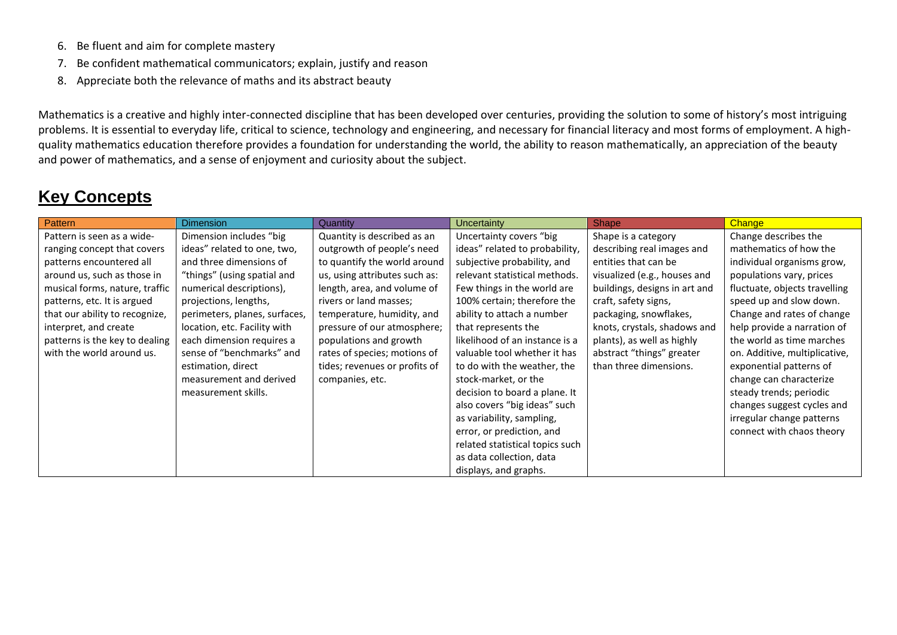6. Be fluent and aim for complete mastery
7. Be confident mathematical communicators; explain, justify and reason
8. Appreciate both the relevance of maths and its abstract beauty

Mathematics is a creative and highly inter-connected discipline that has been developed over centuries, providing the solution to some of history's most intriguing problems. It is essential to everyday life, critical to science, technology and engineering, and necessary for financial literacy and most forms of employment. A high-quality mathematics education therefore provides a foundation for understanding the world, the ability to reason mathematically, an appreciation of the beauty and power of mathematics, and a sense of enjoyment and curiosity about the subject.

## **Key Concepts**

| Pattern | Dimension | Quantity | Uncertainty | Shape | Change |
|---|---|---|---|---|---|
| Pattern is seen as a wide-ranging concept that covers patterns encountered all around us, such as those in musical forms, nature, traffic patterns, etc. It is argued that our ability to recognize, interpret, and create patterns is the key to dealing with the world around us. | Dimension includes "big ideas" related to one, two, and three dimensions of "things" (using spatial and numerical descriptions), projections, lengths, perimeters, planes, surfaces, location, etc. Facility with each dimension requires a sense of "benchmarks" and estimation, direct measurement and derived measurement skills. | Quantity is described as an outgrowth of people's need to quantify the world around us, using attributes such as: length, area, and volume of rivers or land masses; temperature, humidity, and pressure of our atmosphere; populations and growth rates of species; motions of tides; revenues or profits of companies, etc. | Uncertainty covers "big ideas" related to probability, subjective probability, and relevant statistical methods. Few things in the world are 100% certain; therefore the ability to attach a number that represents the likelihood of an instance is a valuable tool whether it has to do with the weather, the stock-market, or the decision to board a plane. It also covers "big ideas" such as variability, sampling, error, or prediction, and related statistical topics such as data collection, data displays, and graphs. | Shape is a category describing real images and entities that can be visualized (e.g., houses and buildings, designs in art and craft, safety signs, packaging, snowflakes, knots, crystals, shadows and plants), as well as highly abstract "things" greater than three dimensions. | Change describes the mathematics of how the individual organisms grow, populations vary, prices fluctuate, objects travelling speed up and slow down. Change and rates of change help provide a narration of the world as time marches on. Additive, multiplicative, exponential patterns of change can characterize steady trends; periodic changes suggest cycles and irregular change patterns connect with chaos theory |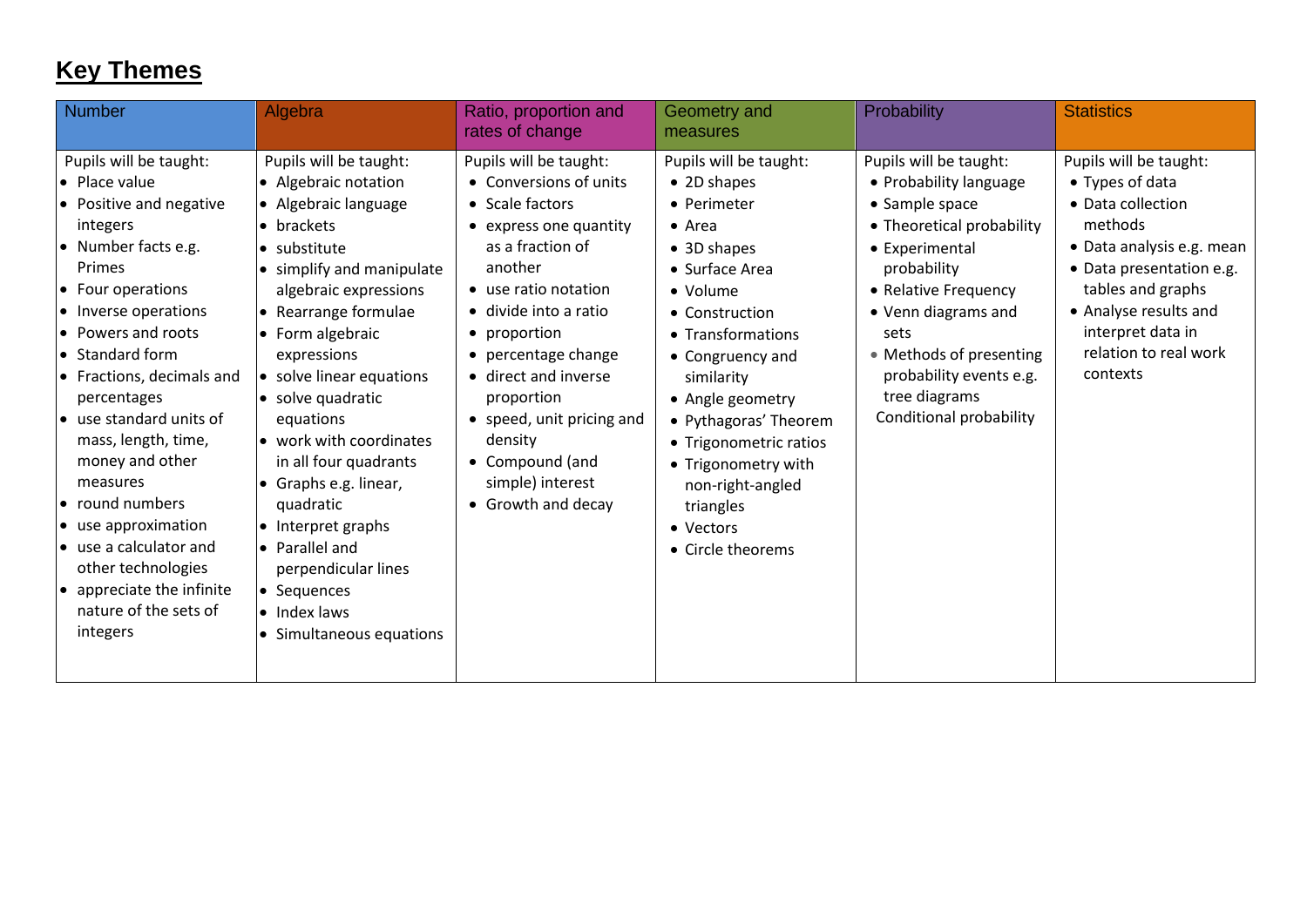## Key Themes

| Number | Algebra | Ratio, proportion and rates of change | Geometry and measures | Probability | Statistics |
|---|---|---|---|---|---|
| Pupils will be taught:<br>• Place value<br>• Positive and negative integers<br>• Number facts e.g. Primes<br>• Four operations<br>• Inverse operations<br>• Powers and roots<br>• Standard form<br>• Fractions, decimals and percentages<br>• use standard units of mass, length, time, money and other measures<br>• round numbers<br>• use approximation<br>• use a calculator and other technologies<br>• appreciate the infinite nature of the sets of integers | Pupils will be taught:<br>• Algebraic notation<br>• Algebraic language<br>• brackets<br>• substitute<br>• simplify and manipulate algebraic expressions<br>• Rearrange formulae<br>• Form algebraic expressions<br>• solve linear equations<br>• solve quadratic equations<br>• work with coordinates in all four quadrants<br>• Graphs e.g. linear, quadratic<br>• Interpret graphs<br>• Parallel and perpendicular lines<br>• Sequences<br>• Index laws<br>• Simultaneous equations | Pupils will be taught:<br>• Conversions of units<br>• Scale factors<br>• express one quantity as a fraction of another<br>• use ratio notation<br>• divide into a ratio<br>• proportion<br>• percentage change<br>• direct and inverse proportion<br>• speed, unit pricing and density<br>• Compound (and simple) interest<br>• Growth and decay | Pupils will be taught:<br>• 2D shapes<br>• Perimeter<br>• Area<br>• 3D shapes<br>• Surface Area<br>• Volume<br>• Construction<br>• Transformations<br>• Congruency and similarity<br>• Angle geometry<br>• Pythagoras' Theorem<br>• Trigonometric ratios<br>• Trigonometry with non-right-angled triangles<br>• Vectors<br>• Circle theorems | Pupils will be taught:<br>• Probability language<br>• Sample space<br>• Theoretical probability<br>• Experimental probability<br>• Relative Frequency<br>• Venn diagrams and sets<br>• Methods of presenting probability events e.g. tree diagrams<br>Conditional probability | Pupils will be taught:<br>• Types of data<br>• Data collection methods<br>• Data analysis e.g. mean<br>• Data presentation e.g. tables and graphs<br>• Analyse results and interpret data in relation to real work contexts |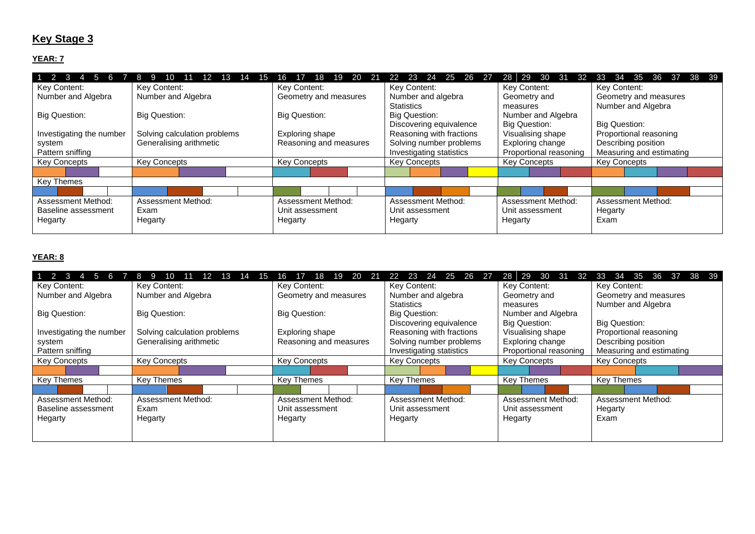# Key Stage 3

## YEAR: 7

| 1 2 3 4 5 6 7 | 8 9 10 11 12 13 14 15 | 16 17 18 19 20 21 | 22 23 24 25 26 27 | 28 29 30 31 32 | 33 34 35 36 37 38 39 |
|---|---|---|---|---|---|
| Key Content:<br>Number and Algebra<br><br>Big Question:<br><br>Investigating the number system<br>Pattern sniffing | Key Content:<br>Number and Algebra<br><br>Big Question:<br><br>Solving calculation problems<br>Generalising arithmetic | Key Content:<br>Geometry and measures<br><br>Big Question:<br><br>Exploring shape<br>Reasoning and measures | Key Content:<br>Number and algebra<br>Statistics<br>Big Question:<br>Discovering equivalence<br>Reasoning with fractions<br>Solving number problems<br>Investigating statistics | Key Content:<br>Geometry and measures<br>Number and Algebra<br>Big Question:<br>Visualising shape<br>Exploring change<br>Proportional reasoning | Key Content:<br>Geometry and measures<br>Number and Algebra<br><br>Big Question:<br>Proportional reasoning<br>Describing position<br>Measuring and estimating |
| Key Concepts | Key Concepts | Key Concepts | Key Concepts | Key Concepts | Key Concepts |
| Key Themes | | | | | |
| Assessment Method:<br>Baseline assessment<br>Hegarty | Assessment Method:<br>Exam<br>Hegarty | Assessment Method:<br>Unit assessment<br>Hegarty | Assessment Method:<br>Unit assessment<br>Hegarty | Assessment Method:<br>Unit assessment<br>Hegarty | Assessment Method:<br>Hegarty<br>Exam |

## YEAR: 8

| 1 2 3 4 5 6 7 | 8 9 10 11 12 13 14 15 | 16 17 18 19 20 21 | 22 23 24 25 26 27 | 28 29 30 31 32 | 33 34 35 36 37 38 39 |
|---|---|---|---|---|---|
| Key Content:<br>Number and Algebra<br><br>Big Question:<br><br>Investigating the number system<br>Pattern sniffing | Key Content:<br>Number and Algebra<br><br>Big Question:<br><br>Solving calculation problems<br>Generalising arithmetic | Key Content:<br>Geometry and measures<br><br>Big Question:<br><br>Exploring shape<br>Reasoning and measures | Key Content:<br>Number and algebra<br>Statistics<br>Big Question:<br>Discovering equivalence<br>Reasoning with fractions<br>Solving number problems<br>Investigating statistics | Key Content:<br>Geometry and measures<br>Number and Algebra<br>Big Question:<br>Visualising shape<br>Exploring change<br>Proportional reasoning | Key Content:<br>Geometry and measures<br>Number and Algebra<br><br>Big Question:<br>Proportional reasoning<br>Describing position<br>Measuring and estimating |
| Key Concepts | Key Concepts | Key Concepts | Key Concepts | Key Concepts | Key Concepts |
| Key Themes | Key Themes | Key Themes | Key Themes | Key Themes | Key Themes |
| Assessment Method:<br>Baseline assessment<br>Hegarty | Assessment Method:<br>Exam<br>Hegarty | Assessment Method:<br>Unit assessment<br>Hegarty | Assessment Method:<br>Unit assessment<br>Hegarty | Assessment Method:<br>Unit assessment<br>Hegarty | Assessment Method:<br>Hegarty<br>Exam |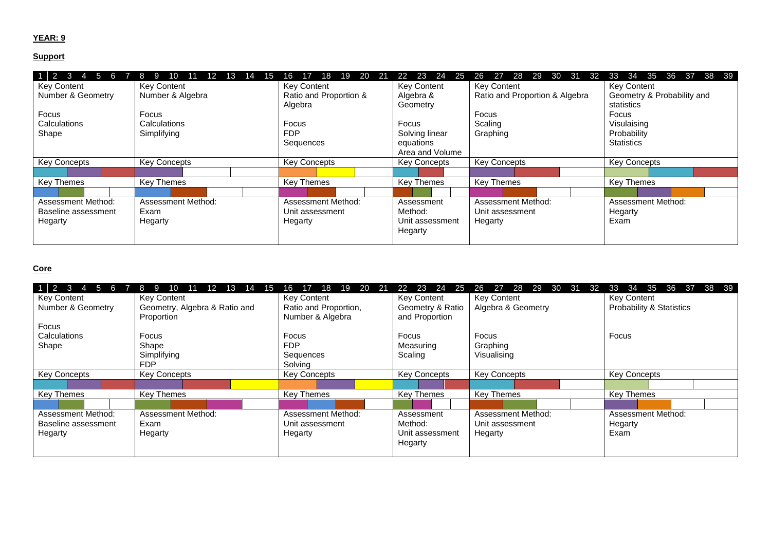**YEAR: 9**

**Support**

| 1 - 7 | 8 - 15 | 16 - 21 | 22 - 25 | 26 - 32 | 33 - 39 |
|---|---|---|---|---|---|
| Key Content<br>Number & Geometry<br><br>Focus<br>Calculations<br>Shape | Key Content<br>Number & Algebra<br><br>Focus<br>Calculations<br>Simplifying | Key Content<br>Ratio and Proportion & Algebra<br><br>Focus<br>FDP<br>Sequences | Key Content<br>Algebra & Geometry<br><br>Focus<br>Solving linear equations<br>Area and Volume | Key Content<br>Ratio and Proportion & Algebra<br><br>Focus<br>Scaling<br>Graphing | Key Content<br>Geometry & Probability and statistics<br>Focus<br>Visualising<br>Probability<br>Statistics |
| Key Concepts | Key Concepts | Key Concepts | Key Concepts | Key Concepts | Key Concepts |
| Key Themes | Key Themes | Key Themes | Key Themes | Key Themes | Key Themes |
| Assessment Method:<br>Baseline assessment<br>Hegarty | Assessment Method:<br>Exam<br>Hegarty | Assessment Method:<br>Unit assessment<br>Hegarty | Assessment Method:<br>Unit assessment<br>Hegarty | Assessment Method:<br>Unit assessment<br>Hegarty | Assessment Method:<br>Hegarty<br>Exam |

**Core**

| 1 - 7 | 8 - 15 | 16 - 21 | 22 - 25 | 26 - 32 | 33 - 39 |
|---|---|---|---|---|---|
| Key Content<br>Number & Geometry<br><br>Focus<br>Calculations<br>Shape | Key Content<br>Geometry, Algebra & Ratio and Proportion<br><br>Focus<br>Shape<br>Simplifying<br>FDP | Key Content<br>Ratio and Proportion, Number & Algebra<br><br>Focus<br>FDP<br>Sequences<br>Solving | Key Content<br>Geometry & Ratio and Proportion<br><br>Focus<br>Measuring<br>Scaling | Key Content<br>Algebra & Geometry<br><br>Focus<br>Graphing<br>Visualising | Key Content<br>Probability & Statistics<br><br>Focus |
| Key Concepts | Key Concepts | Key Concepts | Key Concepts | Key Concepts | Key Concepts |
| Key Themes | Key Themes | Key Themes | Key Themes | Key Themes | Key Themes |
| Assessment Method:<br>Baseline assessment<br>Hegarty | Assessment Method:<br>Exam<br>Hegarty | Assessment Method:<br>Unit assessment<br>Hegarty | Assessment Method:<br>Unit assessment<br>Hegarty | Assessment Method:<br>Unit assessment<br>Hegarty | Assessment Method:<br>Hegarty<br>Exam |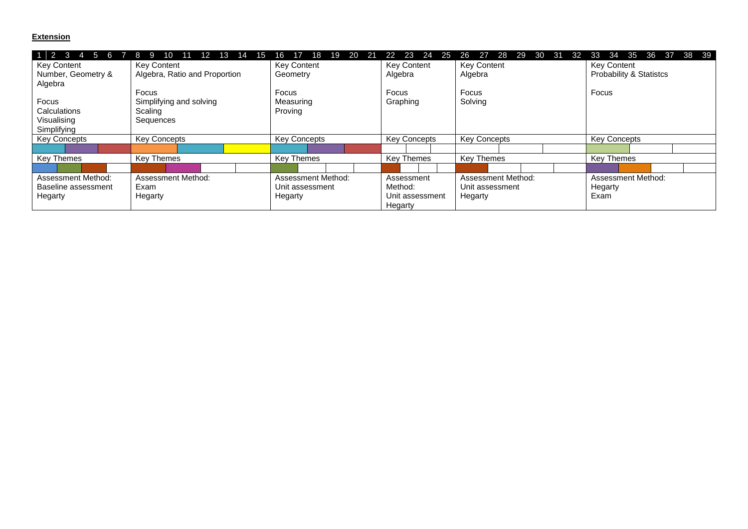**Extension**

| 1 2 3 4 5 6 7 | 8 9 10 11 12 13 14 15 | 16 17 18 19 20 21 | 22 23 24 25 | 26 27 28 29 30 31 32 | 33 34 35 36 37 38 39 |
|---|---|---|---|---|---|
| Key Content<br>Number, Geometry & Algebra<br><br>Focus<br>Calculations<br>Visualising<br>Simplifying | Key Content<br>Algebra, Ratio and Proportion<br><br>Focus<br>Simplifying and solving<br>Scaling<br>Sequences | Key Content<br>Geometry<br><br>Focus<br>Measuring<br>Proving | Key Content<br>Algebra<br><br>Focus<br>Graphing | Key Content<br>Algebra<br><br>Focus<br>Solving | Key Content<br>Probability & Statistcs<br><br>Focus |
| Key Concepts | Key Concepts | Key Concepts | Key Concepts | Key Concepts | Key Concepts |
| Key Themes | Key Themes | Key Themes | Key Themes | Key Themes | Key Themes |
| Assessment Method:<br>Baseline assessment<br>Hegarty | Assessment Method:<br>Exam<br>Hegarty | Assessment Method:<br>Unit assessment<br>Hegarty | Assessment Method:<br>Unit assessment<br>Hegarty | Assessment Method:<br>Unit assessment<br>Hegarty | Assessment Method:<br>Hegarty<br>Exam |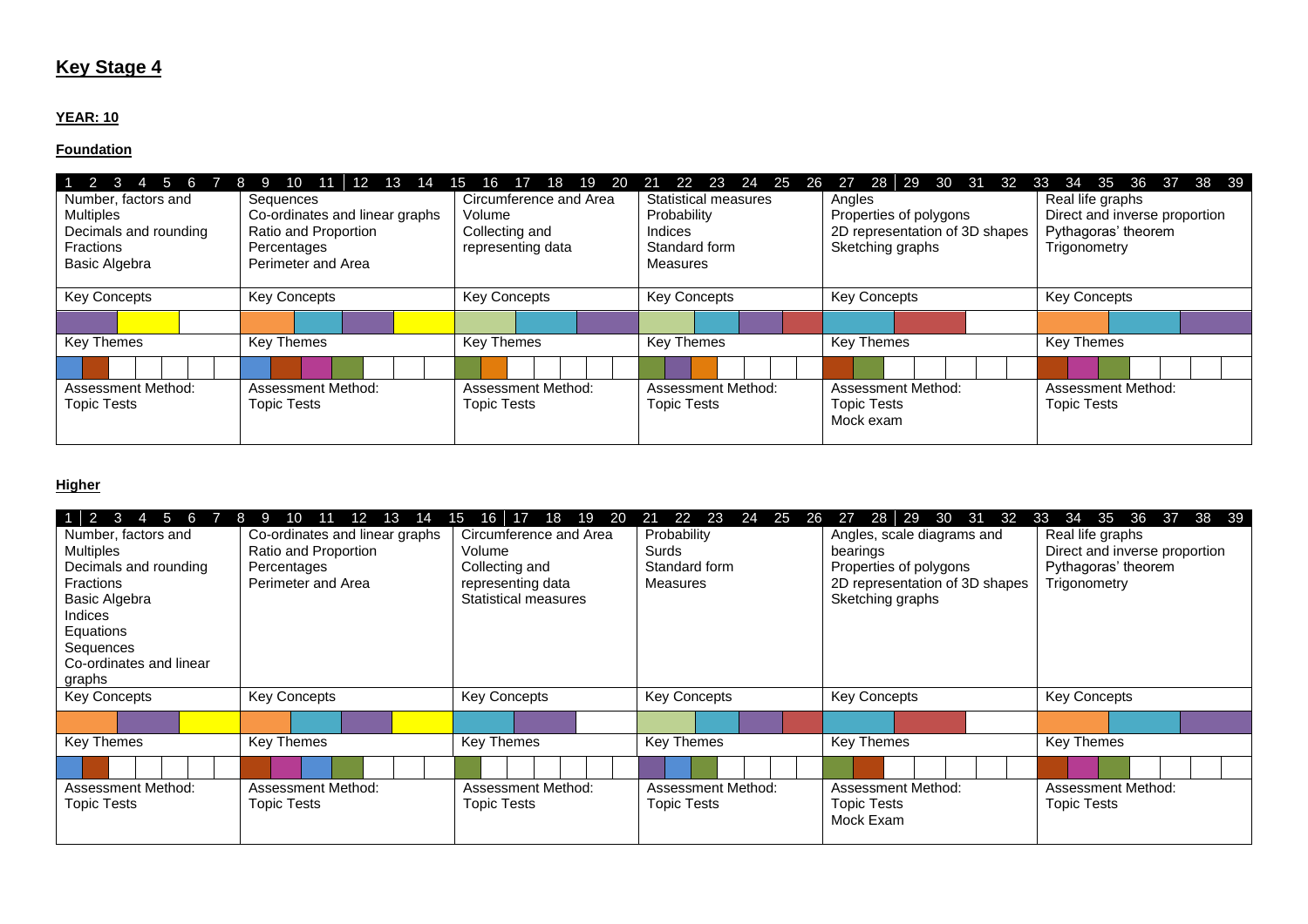# Key Stage 4

## YEAR: 10

### Foundation

| 1 2 3 4 5 6 7 | 8 9 10 11 \| 12 13 14 | 15 16 17 18 19 20 | 21 22 23 24 25 26 | 27 28 \| 29 30 31 32 | 33 34 35 36 37 38 39 |
|---|---|---|---|---|---|
| Number, factors and Multiples<br>Decimals and rounding<br>Fractions<br>Basic Algebra | Sequences<br>Co-ordinates and linear graphs<br>Ratio and Proportion<br>Percentages<br>Perimeter and Area | Circumference and Area<br>Volume<br>Collecting and representing data | Statistical measures<br>Probability<br>Indices<br>Standard form<br>Measures | Angles<br>Properties of polygons<br>2D representation of 3D shapes<br>Sketching graphs | Real life graphs<br>Direct and inverse proportion<br>Pythagoras' theorem<br>Trigonometry |
| Key Concepts | Key Concepts | Key Concepts | Key Concepts | Key Concepts | Key Concepts |
| | | | | | |
| Key Themes | Key Themes | Key Themes | Key Themes | Key Themes | Key Themes |
| | | | | | |
| Assessment Method:<br>Topic Tests | Assessment Method:<br>Topic Tests | Assessment Method:<br>Topic Tests | Assessment Method:<br>Topic Tests | Assessment Method:<br>Topic Tests<br>Mock exam | Assessment Method:<br>Topic Tests |

### Higher

| 1 \| 2 3 4 5 6 7 | 8 9 10 11 12 13 14 | 15 16 \| 17 18 19 20 | 21 22 23 24 25 26 | 27 28 \| 29 30 31 32 | 33 34 35 36 37 38 39 |
|---|---|---|---|---|---|
| Number, factors and Multiples<br>Decimals and rounding<br>Fractions<br>Basic Algebra<br>Indices<br>Equations<br>Sequences<br>Co-ordinates and linear graphs | Co-ordinates and linear graphs<br>Ratio and Proportion<br>Percentages<br>Perimeter and Area | Circumference and Area<br>Volume<br>Collecting and representing data<br>Statistical measures | Probability<br>Surds<br>Standard form<br>Measures | Angles, scale diagrams and bearings<br>Properties of polygons<br>2D representation of 3D shapes<br>Sketching graphs | Real life graphs<br>Direct and inverse proportion<br>Pythagoras' theorem<br>Trigonometry |
| Key Concepts | Key Concepts | Key Concepts | Key Concepts | Key Concepts | Key Concepts |
| | | | | | |
| Key Themes | Key Themes | Key Themes | Key Themes | Key Themes | Key Themes |
| | | | | | |
| Assessment Method:<br>Topic Tests | Assessment Method:<br>Topic Tests | Assessment Method:<br>Topic Tests | Assessment Method:<br>Topic Tests | Assessment Method:<br>Topic Tests<br>Mock Exam | Assessment Method:<br>Topic Tests |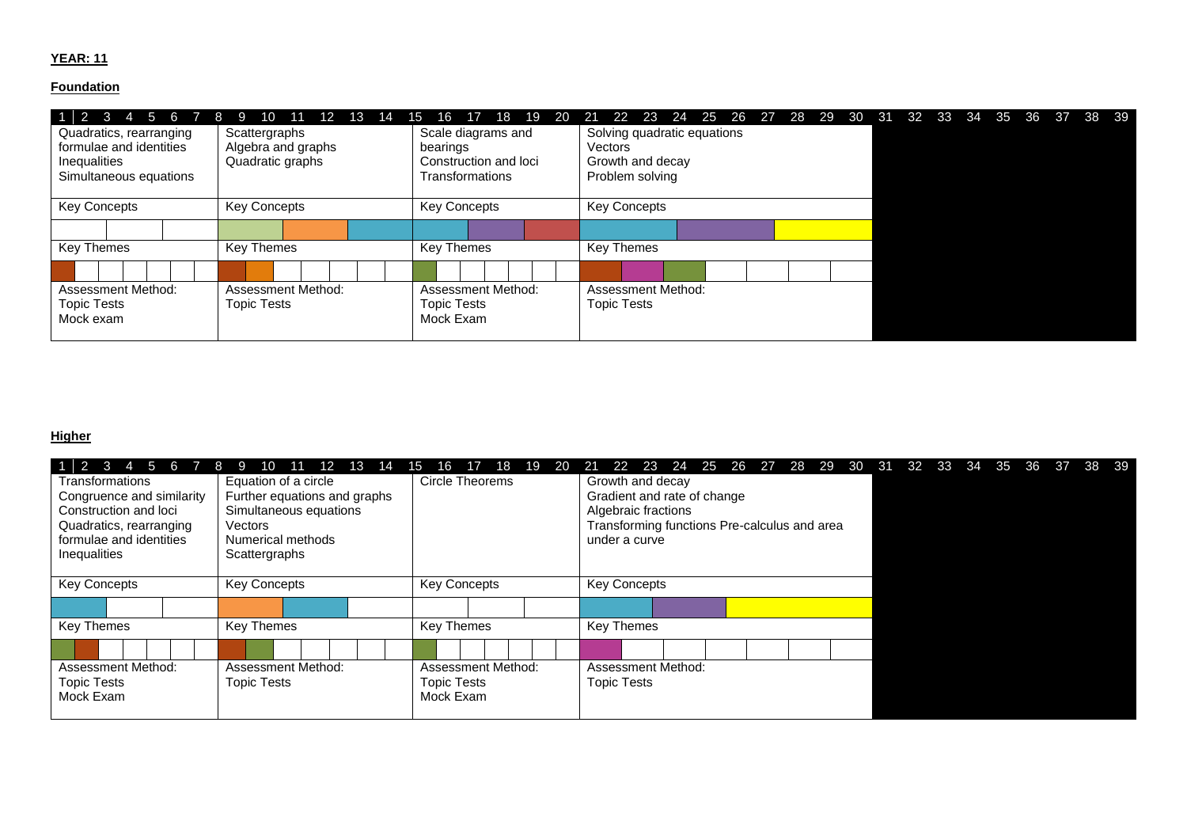**YEAR: 11**

**Foundation**

| 1-7 | 8-14 | 15-20 | 21-30 | 31-39 |
|---|---|---|---|---|
| Quadratics, rearranging formulae and identities<br>Inequalities<br>Simultaneous equations | Scattergraphs<br>Algebra and graphs<br>Quadratic graphs | Scale diagrams and bearings<br>Construction and loci<br>Transformations | Solving quadratic equations<br>Vectors<br>Growth and decay<br>Problem solving | |
| Key Concepts | Key Concepts | Key Concepts | Key Concepts | |
| Key Themes | Key Themes | Key Themes | Key Themes | |
| Assessment Method:<br>Topic Tests<br>Mock exam | Assessment Method:<br>Topic Tests | Assessment Method:<br>Topic Tests<br>Mock Exam | Assessment Method:<br>Topic Tests | |

**Higher**

| 1-7 | 8-14 | 15-20 | 21-30 | 31-39 |
|---|---|---|---|---|
| Transformations<br>Congruence and similarity<br>Construction and loci<br>Quadratics, rearranging formulae and identities<br>Inequalities | Equation of a circle<br>Further equations and graphs<br>Simultaneous equations<br>Vectors<br>Numerical methods<br>Scattergraphs | Circle Theorems | Growth and decay<br>Gradient and rate of change<br>Algebraic fractions<br>Transforming functions Pre-calculus and area under a curve | |
| Key Concepts | Key Concepts | Key Concepts | Key Concepts | |
| Key Themes | Key Themes | Key Themes | Key Themes | |
| Assessment Method:<br>Topic Tests<br>Mock Exam | Assessment Method:<br>Topic Tests | Assessment Method:<br>Topic Tests<br>Mock Exam | Assessment Method:<br>Topic Tests | |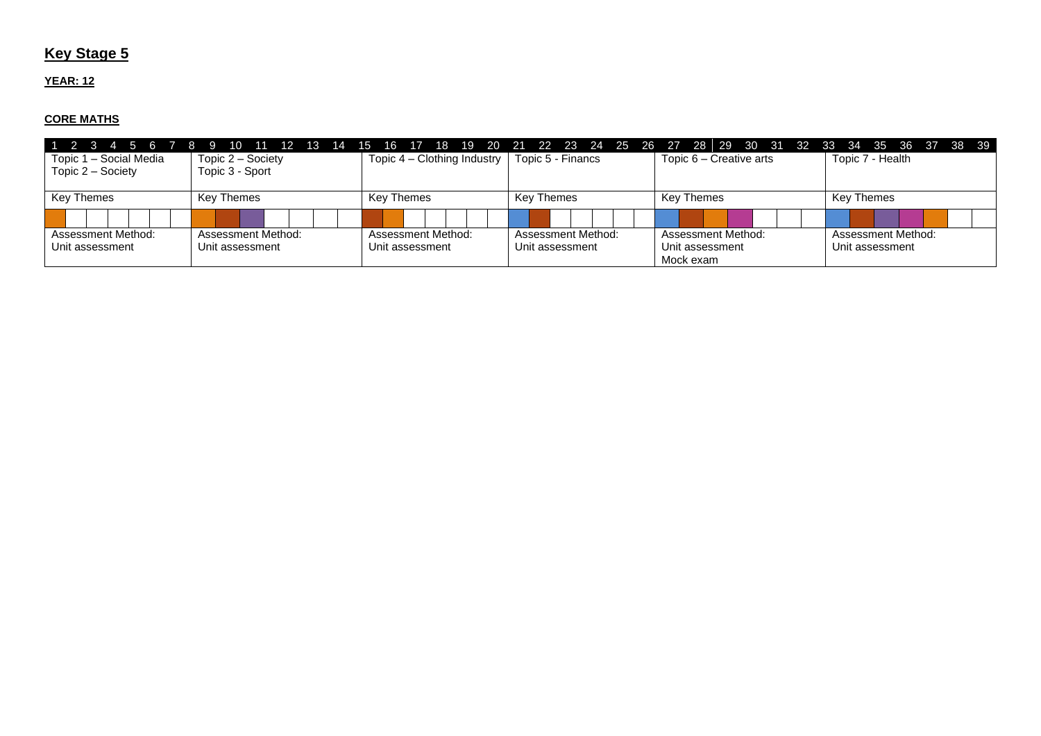# Key Stage 5

**YEAR: 12**

**CORE MATHS**

| 1 2 3 4 5 6 7 | 8 9 10 11 12 13 14 | 15 16 17 18 19 20 | 21 22 23 24 25 26 | 27 28 \| 29 30 31 32 | 33 34 35 36 37 38 39 |
|---|---|---|---|---|---|
| Topic 1 – Social Media<br>Topic 2 – Society | Topic 2 – Society<br>Topic 3 - Sport | Topic 4 – Clothing Industry | Topic 5 - Financs | Topic 6 – Creative arts | Topic 7 - Health |
| Key Themes | Key Themes | Key Themes | Key Themes | Key Themes | Key Themes |
| | | | | | |
| Assessment Method:<br>Unit assessment | Assessment Method:<br>Unit assessment | Assessment Method:<br>Unit assessment | Assessment Method:<br>Unit assessment | Assessment Method:<br>Unit assessment<br>Mock exam | Assessment Method:<br>Unit assessment |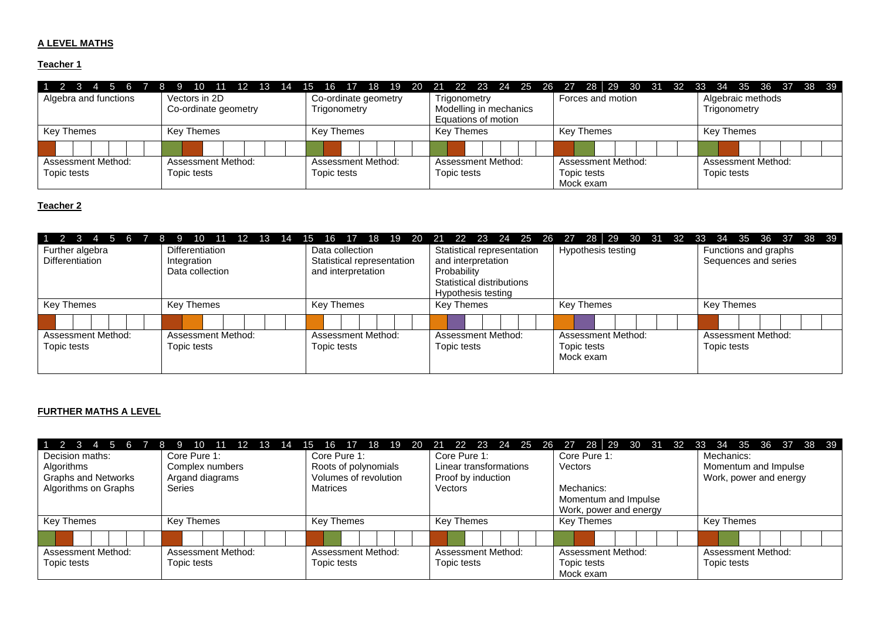**A LEVEL MATHS**

**Teacher 1**

| 1 2 3 4 5 6 7 | 8 9 10 11 12 13 14 | 15 16 17 18 19 20 | 21 22 23 24 25 26 | 27 28 \| 29 30 31 32 | 33 34 35 36 37 38 39 |
|---|---|---|---|---|---|
| Algebra and functions | Vectors in 2D<br>Co-ordinate geometry | Co-ordinate geometry<br>Trigonometry | Trigonometry<br>Modelling in mechanics<br>Equations of motion | Forces and motion | Algebraic methods<br>Trigonometry |
| Key Themes | Key Themes | Key Themes | Key Themes | Key Themes | Key Themes |
| | | | | | |
| Assessment Method:<br>Topic tests | Assessment Method:<br>Topic tests | Assessment Method:<br>Topic tests | Assessment Method:<br>Topic tests | Assessment Method:<br>Topic tests<br>Mock exam | Assessment Method:<br>Topic tests |

**Teacher 2**

| 1 2 3 4 5 6 7 | 8 9 10 11 12 13 14 | 15 16 17 18 19 20 | 21 22 23 24 25 26 | 27 28 \| 29 30 31 32 | 33 34 35 36 37 38 39 |
|---|---|---|---|---|---|
| Further algebra<br>Differentiation | Differentiation<br>Integration<br>Data collection | Data collection<br>Statistical representation and interpretation | Statistical representation and interpretation<br>Probability<br>Statistical distributions<br>Hypothesis testing | Hypothesis testing | Functions and graphs<br>Sequences and series |
| Key Themes | Key Themes | Key Themes | Key Themes | Key Themes | Key Themes |
| | | | | | |
| Assessment Method:<br>Topic tests | Assessment Method:<br>Topic tests | Assessment Method:<br>Topic tests | Assessment Method:<br>Topic tests | Assessment Method:<br>Topic tests<br>Mock exam | Assessment Method:<br>Topic tests |

**FURTHER MATHS A LEVEL**

| 1 2 3 4 5 6 7 | 8 9 10 11 12 13 14 | 15 16 17 18 19 20 | 21 22 23 24 25 26 | 27 28 \| 29 30 31 32 | 33 34 35 36 37 38 39 |
|---|---|---|---|---|---|
| Decision maths:<br>Algorithms<br>Graphs and Networks<br>Algorithms on Graphs | Core Pure 1:<br>Complex numbers<br>Argand diagrams<br>Series | Core Pure 1:<br>Roots of polynomials<br>Volumes of revolution<br>Matrices | Core Pure 1:<br>Linear transformations<br>Proof by induction<br>Vectors | Core Pure 1:<br>Vectors<br><br>Mechanics:<br>Momentum and Impulse<br>Work, power and energy | Mechanics:<br>Momentum and Impulse<br>Work, power and energy |
| Key Themes | Key Themes | Key Themes | Key Themes | Key Themes | Key Themes |
| | | | | | |
| Assessment Method:<br>Topic tests | Assessment Method:<br>Topic tests | Assessment Method:<br>Topic tests | Assessment Method:<br>Topic tests | Assessment Method:<br>Topic tests<br>Mock exam | Assessment Method:<br>Topic tests |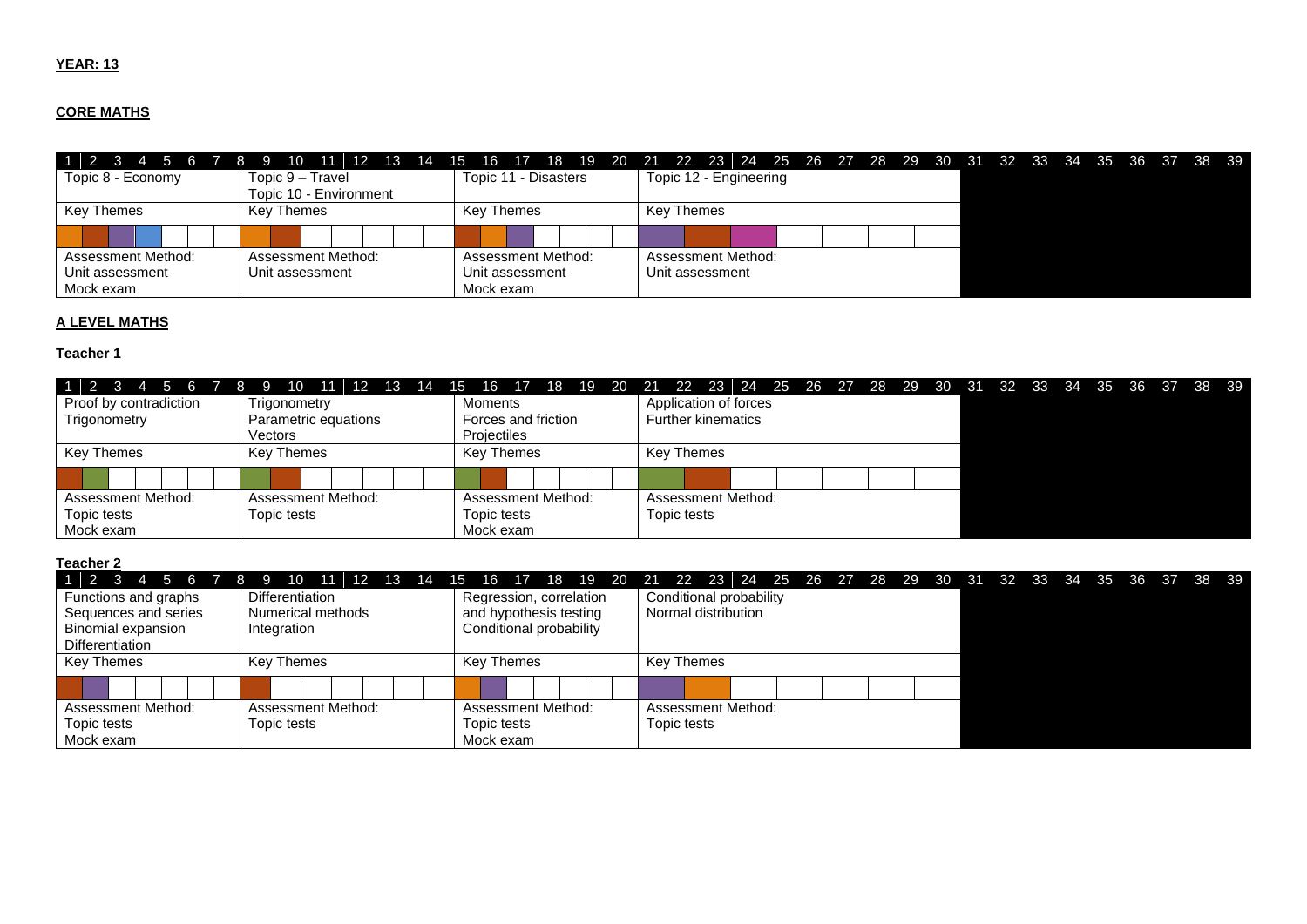**YEAR: 13**

**CORE MATHS**

| 1–7 | 8–14 | 15–20 | 21–30 | 31–39 |
|---|---|---|---|---|
| Topic 8 - Economy | Topic 9 – Travel<br>Topic 10 - Environment | Topic 11 - Disasters | Topic 12 - Engineering | |
| Key Themes | Key Themes | Key Themes | Key Themes | |
| | | | | |
| Assessment Method:<br>Unit assessment<br>Mock exam | Assessment Method:<br>Unit assessment | Assessment Method:<br>Unit assessment<br>Mock exam | Assessment Method:<br>Unit assessment | |

**A LEVEL MATHS**

**Teacher 1**

| 1–7 | 8–14 | 15–20 | 21–30 | 31–39 |
|---|---|---|---|---|
| Proof by contradiction<br>Trigonometry | Trigonometry<br>Parametric equations<br>Vectors | Moments<br>Forces and friction<br>Projectiles | Application of forces<br>Further kinematics | |
| Key Themes | Key Themes | Key Themes | Key Themes | |
| | | | | |
| Assessment Method:<br>Topic tests<br>Mock exam | Assessment Method:<br>Topic tests | Assessment Method:<br>Topic tests<br>Mock exam | Assessment Method:<br>Topic tests | |

**Teacher 2**

| 1–7 | 8–14 | 15–20 | 21–30 | 31–39 |
|---|---|---|---|---|
| Functions and graphs<br>Sequences and series<br>Binomial expansion<br>Differentiation | Differentiation<br>Numerical methods<br>Integration | Regression, correlation and hypothesis testing<br>Conditional probability | Conditional probability<br>Normal distribution | |
| Key Themes | Key Themes | Key Themes | Key Themes | |
| | | | | |
| Assessment Method:<br>Topic tests<br>Mock exam | Assessment Method:<br>Topic tests | Assessment Method:<br>Topic tests<br>Mock exam | Assessment Method:<br>Topic tests | |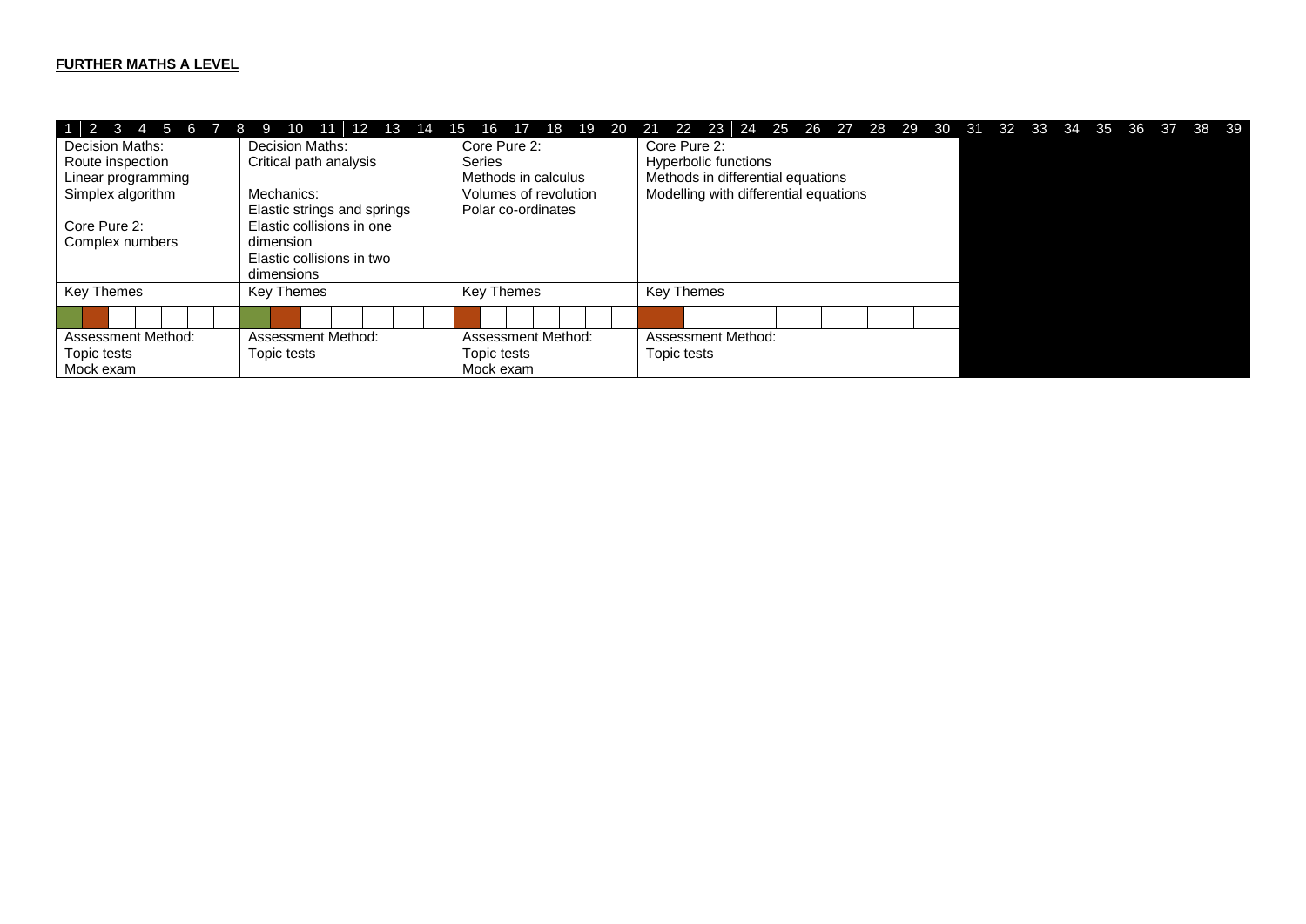**FURTHER MATHS A LEVEL**

| 1 \| 2 3 4 5 6 7 | 8 9 10 11 \| 12 13 14 | 15 16 17 18 19 20 | 21 22 23 \| 24 25 26 27 28 29 30 | 31 32 33 34 35 36 37 38 39 |
|---|---|---|---|---|
| Decision Maths:<br>Route inspection<br>Linear programming<br>Simplex algorithm<br><br>Core Pure 2:<br>Complex numbers | Decision Maths:<br>Critical path analysis<br><br>Mechanics:<br>Elastic strings and springs<br>Elastic collisions in one dimension<br>Elastic collisions in two dimensions | Core Pure 2:<br>Series<br>Methods in calculus<br>Volumes of revolution<br>Polar co-ordinates | Core Pure 2:<br>Hyperbolic functions<br>Methods in differential equations<br>Modelling with differential equations | |
| Key Themes | Key Themes | Key Themes | Key Themes | |
| | | | | |
| Assessment Method:<br>Topic tests<br>Mock exam | Assessment Method:<br>Topic tests | Assessment Method:<br>Topic tests<br>Mock exam | Assessment Method:<br>Topic tests | |